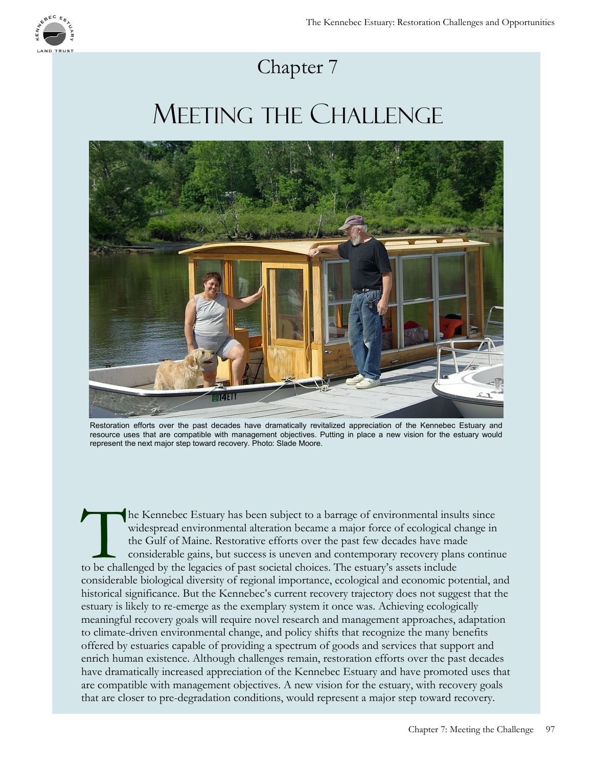# Chapter 7

# Meeting the Challenge

Restoration efforts over the past decades have dramatically revitalized appreciation of the Kennebec Estuary and resource uses that are compatible with management objectives. Putting in place a new vision for the estuary would represent the next major step toward recovery. Photo: Slade Moore.

The Kennebec Estuary has been subject to a barrage of environmental insults since widespread environmental alteration became a major force of ecological change in the Gulf of Maine. Restorative efforts over the past few decades have made considerable gains, but success is uneven and contemporary recovery plans continue to be challenged by the legacies of past societal choices. The estuary's assets include considerable biological diversity of regional importance, ecological and economic potential, and historical significance. But the Kennebec's current recovery trajectory does not suggest that the estuary is likely to re-emerge as the exemplary system it once was. Achieving ecologically meaningful recovery goals will require novel research and management approaches, adaptation to climate-driven environmental change, and policy shifts that recognize the many benefits offered by estuaries capable of providing a spectrum of goods and services that support and enrich human existence. Although challenges remain, restoration efforts over the past decades have dramatically increased appreciation of the Kennebec Estuary and have promoted uses that are compatible with management objectives. A new vision for the estuary, with recovery goals that are closer to pre-degradation conditions, would represent a major step toward recovery.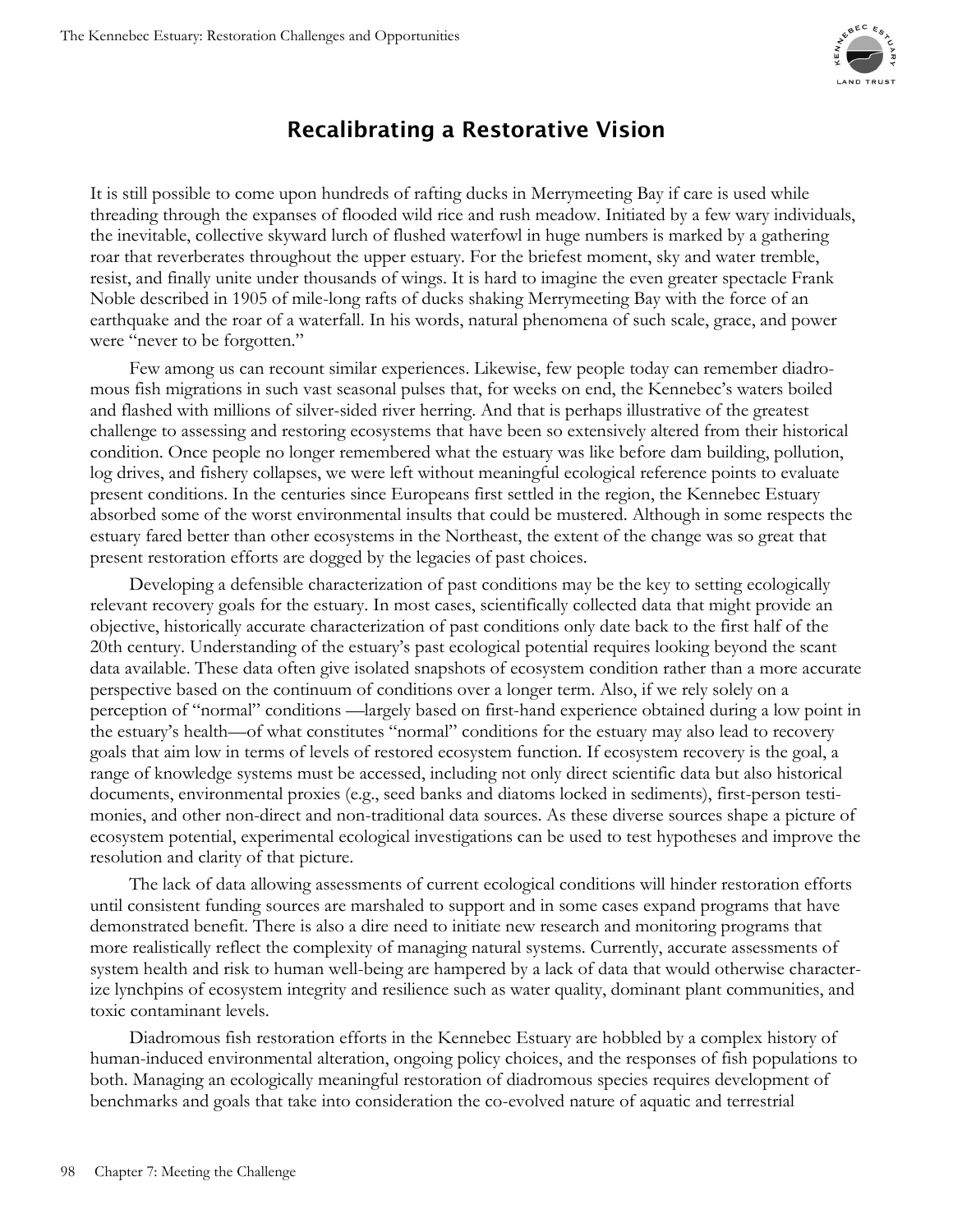## Recalibrating a Restorative Vision

It is still possible to come upon hundreds of rafting ducks in Merrymeeting Bay if care is used while threading through the expanses of flooded wild rice and rush meadow. Initiated by a few wary individuals, the inevitable, collective skyward lurch of flushed waterfowl in huge numbers is marked by a gathering roar that reverberates throughout the upper estuary. For the briefest moment, sky and water tremble, resist, and finally unite under thousands of wings. It is hard to imagine the even greater spectacle Frank Noble described in 1905 of mile-long rafts of ducks shaking Merrymeeting Bay with the force of an earthquake and the roar of a waterfall. In his words, natural phenomena of such scale, grace, and power were "never to be forgotten."

Few among us can recount similar experiences. Likewise, few people today can remember diadromous fish migrations in such vast seasonal pulses that, for weeks on end, the Kennebec's waters boiled and flashed with millions of silver-sided river herring. And that is perhaps illustrative of the greatest challenge to assessing and restoring ecosystems that have been so extensively altered from their historical condition. Once people no longer remembered what the estuary was like before dam building, pollution, log drives, and fishery collapses, we were left without meaningful ecological reference points to evaluate present conditions. In the centuries since Europeans first settled in the region, the Kennebec Estuary absorbed some of the worst environmental insults that could be mustered. Although in some respects the estuary fared better than other ecosystems in the Northeast, the extent of the change was so great that present restoration efforts are dogged by the legacies of past choices.

Developing a defensible characterization of past conditions may be the key to setting ecologically relevant recovery goals for the estuary. In most cases, scientifically collected data that might provide an objective, historically accurate characterization of past conditions only date back to the first half of the 20th century. Understanding of the estuary's past ecological potential requires looking beyond the scant data available. These data often give isolated snapshots of ecosystem condition rather than a more accurate perspective based on the continuum of conditions over a longer term. Also, if we rely solely on a perception of "normal" conditions —largely based on first-hand experience obtained during a low point in the estuary's health—of what constitutes "normal" conditions for the estuary may also lead to recovery goals that aim low in terms of levels of restored ecosystem function. If ecosystem recovery is the goal, a range of knowledge systems must be accessed, including not only direct scientific data but also historical documents, environmental proxies (e.g., seed banks and diatoms locked in sediments), first-person testimonies, and other non-direct and non-traditional data sources. As these diverse sources shape a picture of ecosystem potential, experimental ecological investigations can be used to test hypotheses and improve the resolution and clarity of that picture.

The lack of data allowing assessments of current ecological conditions will hinder restoration efforts until consistent funding sources are marshaled to support and in some cases expand programs that have demonstrated benefit. There is also a dire need to initiate new research and monitoring programs that more realistically reflect the complexity of managing natural systems. Currently, accurate assessments of system health and risk to human well-being are hampered by a lack of data that would otherwise characterize lynchpins of ecosystem integrity and resilience such as water quality, dominant plant communities, and toxic contaminant levels.

Diadromous fish restoration efforts in the Kennebec Estuary are hobbled by a complex history of human-induced environmental alteration, ongoing policy choices, and the responses of fish populations to both. Managing an ecologically meaningful restoration of diadromous species requires development of benchmarks and goals that take into consideration the co-evolved nature of aquatic and terrestrial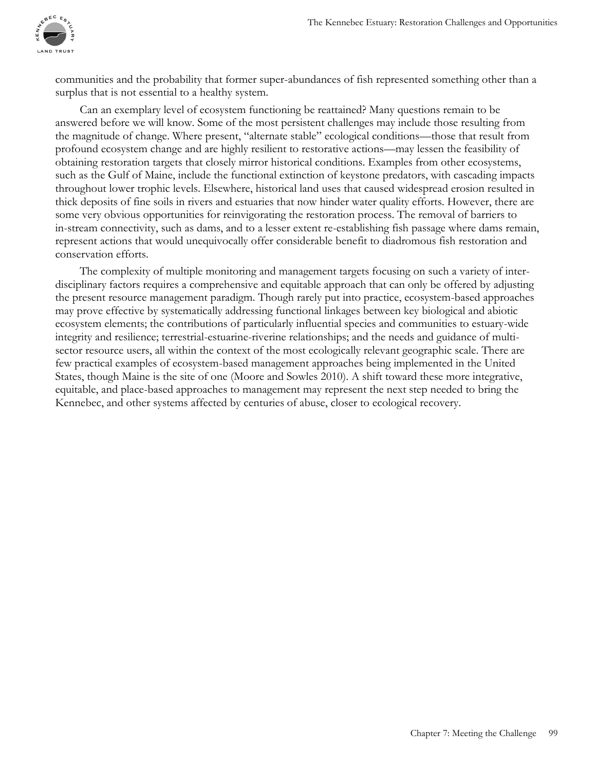communities and the probability that former super-abundances of fish represented something other than a surplus that is not essential to a healthy system.

Can an exemplary level of ecosystem functioning be reattained? Many questions remain to be answered before we will know. Some of the most persistent challenges may include those resulting from the magnitude of change. Where present, "alternate stable" ecological conditions—those that result from profound ecosystem change and are highly resilient to restorative actions—may lessen the feasibility of obtaining restoration targets that closely mirror historical conditions. Examples from other ecosystems, such as the Gulf of Maine, include the functional extinction of keystone predators, with cascading impacts throughout lower trophic levels. Elsewhere, historical land uses that caused widespread erosion resulted in thick deposits of fine soils in rivers and estuaries that now hinder water quality efforts. However, there are some very obvious opportunities for reinvigorating the restoration process. The removal of barriers to in-stream connectivity, such as dams, and to a lesser extent re-establishing fish passage where dams remain, represent actions that would unequivocally offer considerable benefit to diadromous fish restoration and conservation efforts.

The complexity of multiple monitoring and management targets focusing on such a variety of inter-disciplinary factors requires a comprehensive and equitable approach that can only be offered by adjusting the present resource management paradigm. Though rarely put into practice, ecosystem-based approaches may prove effective by systematically addressing functional linkages between key biological and abiotic ecosystem elements; the contributions of particularly influential species and communities to estuary-wide integrity and resilience; terrestrial-estuarine-riverine relationships; and the needs and guidance of multi-sector resource users, all within the context of the most ecologically relevant geographic scale. There are few practical examples of ecosystem-based management approaches being implemented in the United States, though Maine is the site of one (Moore and Sowles 2010). A shift toward these more integrative, equitable, and place-based approaches to management may represent the next step needed to bring the Kennebec, and other systems affected by centuries of abuse, closer to ecological recovery.